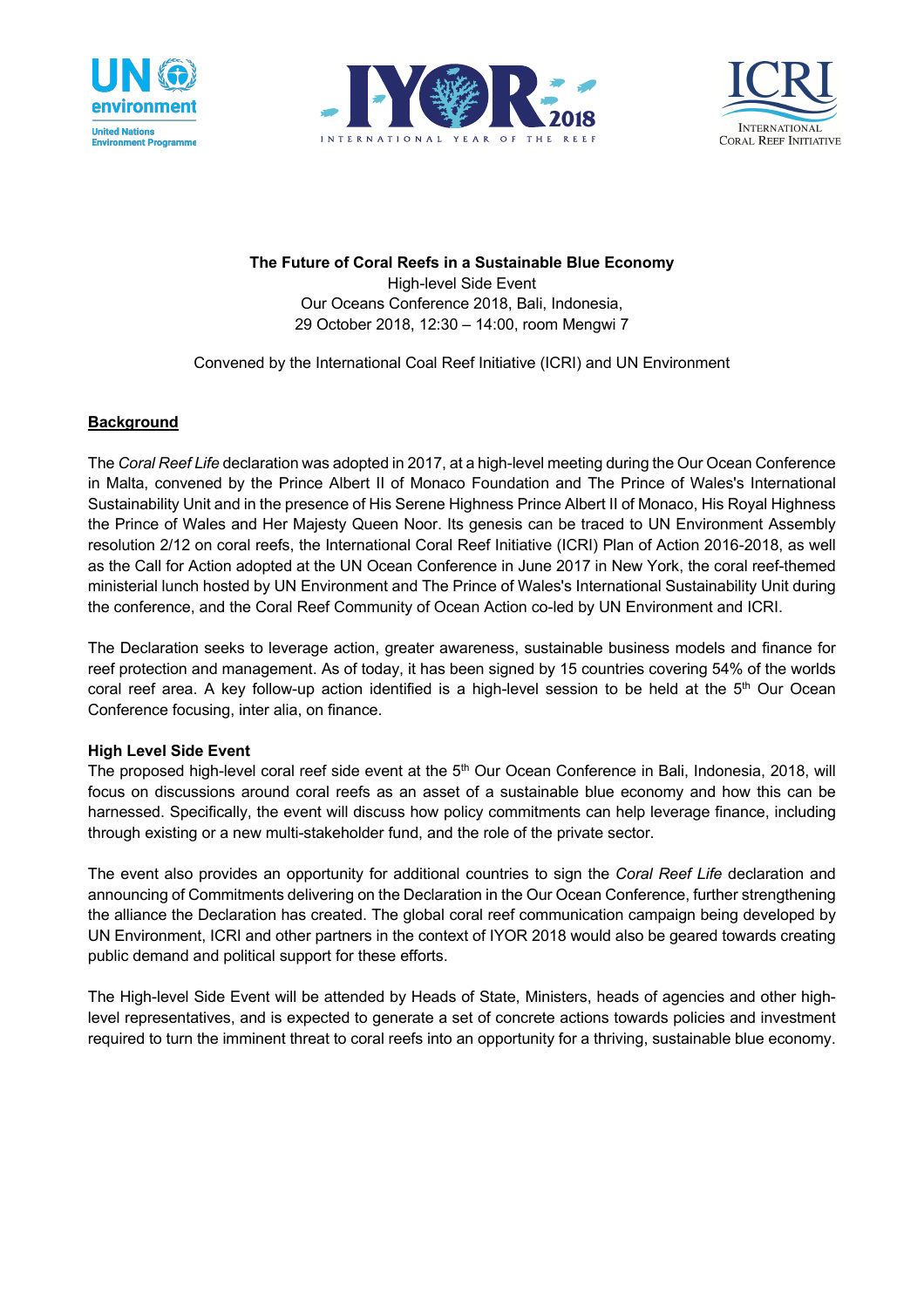**The Future of Coral Reefs in a Sustainable Blue Economy**
High-level Side Event
Our Oceans Conference 2018, Bali, Indonesia,
29 October 2018, 12:30 – 14:00, room Mengwi 7

Convened by the International Coal Reef Initiative (ICRI) and UN Environment

## Background

The *Coral Reef Life* declaration was adopted in 2017, at a high-level meeting during the Our Ocean Conference in Malta, convened by the Prince Albert II of Monaco Foundation and The Prince of Wales's International Sustainability Unit and in the presence of His Serene Highness Prince Albert II of Monaco, His Royal Highness the Prince of Wales and Her Majesty Queen Noor. Its genesis can be traced to UN Environment Assembly resolution 2/12 on coral reefs, the International Coral Reef Initiative (ICRI) Plan of Action 2016-2018, as well as the Call for Action adopted at the UN Ocean Conference in June 2017 in New York, the coral reef-themed ministerial lunch hosted by UN Environment and The Prince of Wales's International Sustainability Unit during the conference, and the Coral Reef Community of Ocean Action co-led by UN Environment and ICRI.

The Declaration seeks to leverage action, greater awareness, sustainable business models and finance for reef protection and management. As of today, it has been signed by 15 countries covering 54% of the worlds coral reef area. A key follow-up action identified is a high-level session to be held at the 5th Our Ocean Conference focusing, inter alia, on finance.

### High Level Side Event

The proposed high-level coral reef side event at the 5th Our Ocean Conference in Bali, Indonesia, 2018, will focus on discussions around coral reefs as an asset of a sustainable blue economy and how this can be harnessed. Specifically, the event will discuss how policy commitments can help leverage finance, including through existing or a new multi-stakeholder fund, and the role of the private sector.

The event also provides an opportunity for additional countries to sign the *Coral Reef Life* declaration and announcing of Commitments delivering on the Declaration in the Our Ocean Conference, further strengthening the alliance the Declaration has created. The global coral reef communication campaign being developed by UN Environment, ICRI and other partners in the context of IYOR 2018 would also be geared towards creating public demand and political support for these efforts.

The High-level Side Event will be attended by Heads of State, Ministers, heads of agencies and other high-level representatives, and is expected to generate a set of concrete actions towards policies and investment required to turn the imminent threat to coral reefs into an opportunity for a thriving, sustainable blue economy.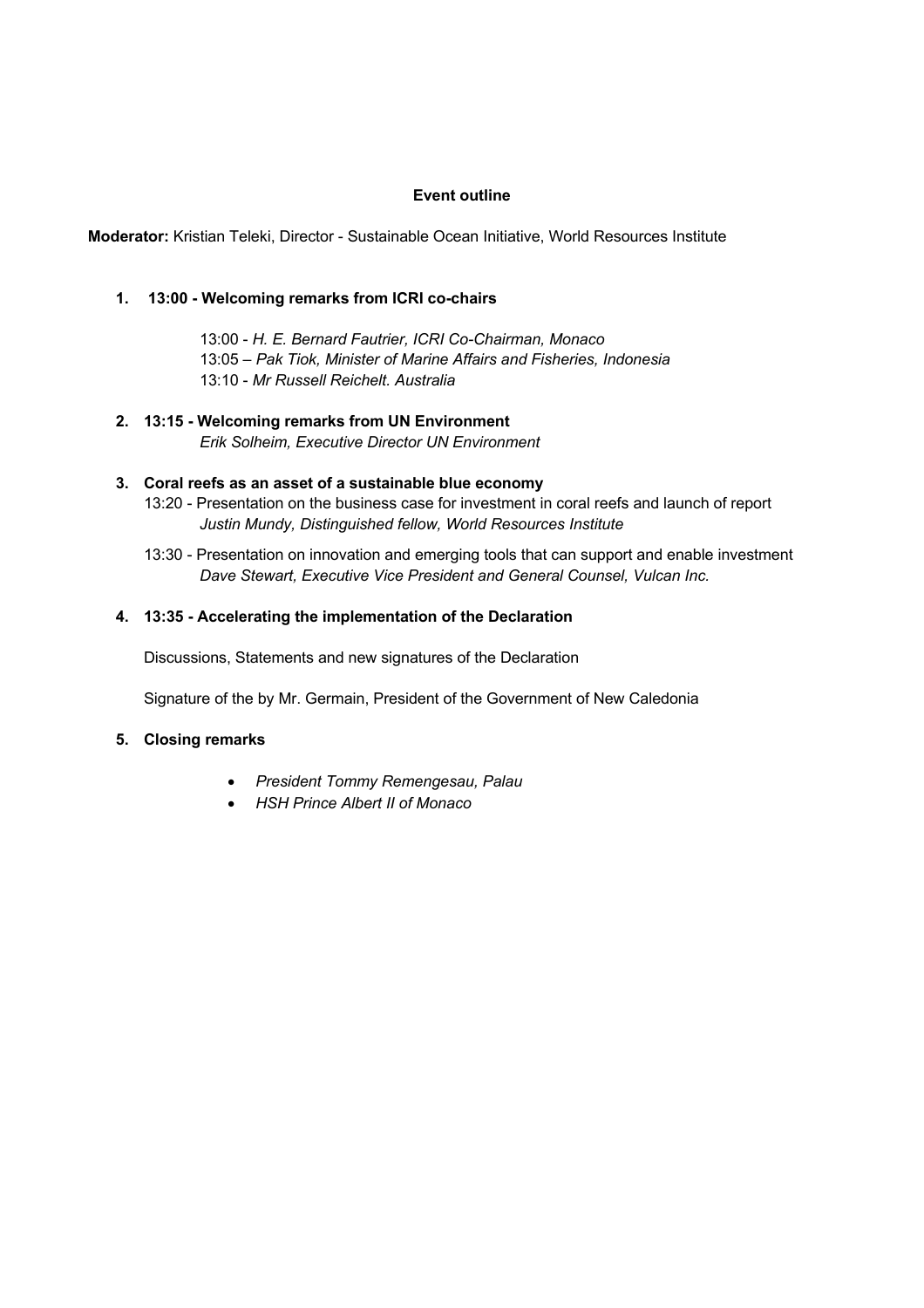**Event outline**

**Moderator:** Kristian Teleki, Director - Sustainable Ocean Initiative, World Resources Institute

1. **13:00 - Welcoming remarks from ICRI co-chairs**

   13:00 - *H. E. Bernard Fautrier, ICRI Co-Chairman, Monaco*
   13:05 – *Pak Tiok, Minister of Marine Affairs and Fisheries, Indonesia*
   13:10 - *Mr Russell Reichelt. Australia*

2. **13:15 - Welcoming remarks from UN Environment**
   *Erik Solheim, Executive Director UN Environment*

3. **Coral reefs as an asset of a sustainable blue economy**
   13:20 - Presentation on the business case for investment in coral reefs and launch of report
   *Justin Mundy, Distinguished fellow, World Resources Institute*

   13:30 - Presentation on innovation and emerging tools that can support and enable investment
   *Dave Stewart, Executive Vice President and General Counsel, Vulcan Inc.*

4. **13:35 - Accelerating the implementation of the Declaration**

   Discussions, Statements and new signatures of the Declaration

   Signature of the by Mr. Germain, President of the Government of New Caledonia

5. **Closing remarks**

   - *President Tommy Remengesau, Palau*
   - *HSH Prince Albert II of Monaco*